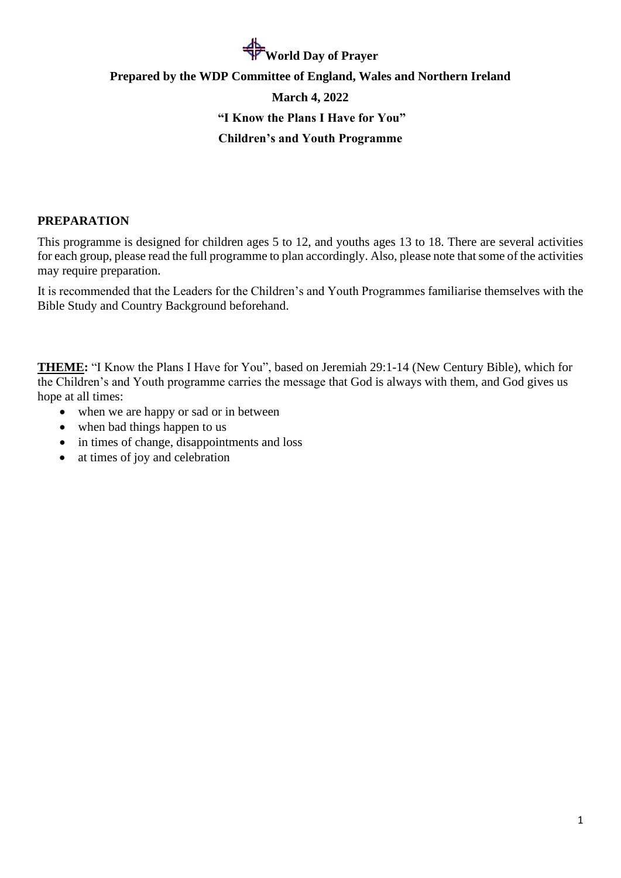# World Day of Prayer

**Prepared by the WDP Committee of England, Wales and Northern Ireland**

**March 4, 2022**

**"I Know the Plans I Have for You"**

**Children's and Youth Programme**

## PREPARATION

This programme is designed for children ages 5 to 12, and youths ages 13 to 18. There are several activities for each group, please read the full programme to plan accordingly. Also, please note that some of the activities may require preparation.

It is recommended that the Leaders for the Children's and Youth Programmes familiarise themselves with the Bible Study and Country Background beforehand.

**THEME:** "I Know the Plans I Have for You", based on Jeremiah 29:1-14 (New Century Bible), which for the Children's and Youth programme carries the message that God is always with them, and God gives us hope at all times:

- when we are happy or sad or in between
- when bad things happen to us
- in times of change, disappointments and loss
- at times of joy and celebration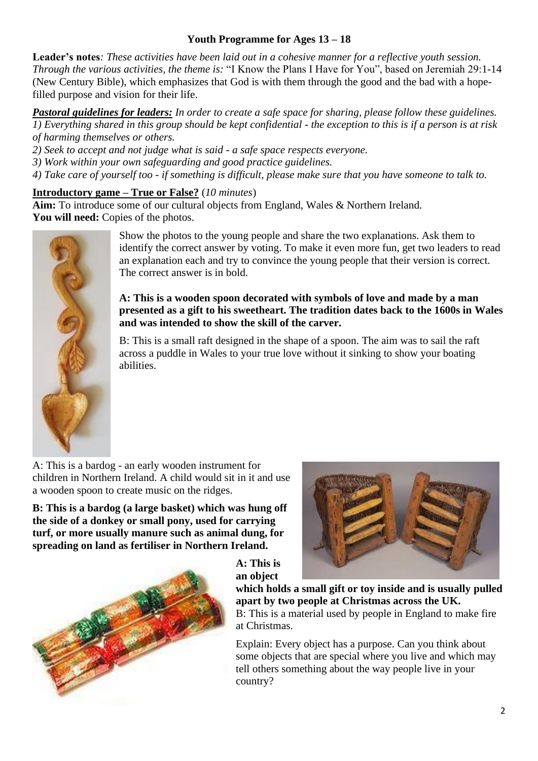## Youth Programme for Ages 13 – 18

**Leader's notes**: *These activities have been laid out in a cohesive manner for a reflective youth session. Through the various activities, the theme is:* "I Know the Plans I Have for You", based on Jeremiah 29:1-14 (New Century Bible), which emphasizes that God is with them through the good and the bad with a hope-filled purpose and vision for their life.

***Pastoral guidelines for leaders:*** *In order to create a safe space for sharing, please follow these guidelines.*

*1) Everything shared in this group should be kept confidential - the exception to this is if a person is at risk of harming themselves or others.*

*2) Seek to accept and not judge what is said - a safe space respects everyone.*

*3) Work within your own safeguarding and good practice guidelines.*

*4) Take care of yourself too - if something is difficult, please make sure that you have someone to talk to.*

**Introductory game – True or False?** (*10 minutes*)

**Aim:** To introduce some of our cultural objects from England, Wales & Northern Ireland.

**You will need:** Copies of the photos.

Show the photos to the young people and share the two explanations. Ask them to identify the correct answer by voting. To make it even more fun, get two leaders to read an explanation each and try to convince the young people that their version is correct. The correct answer is in bold.

**A: This is a wooden spoon decorated with symbols of love and made by a man presented as a gift to his sweetheart. The tradition dates back to the 1600s in Wales and was intended to show the skill of the carver.**

B: This is a small raft designed in the shape of a spoon. The aim was to sail the raft across a puddle in Wales to your true love without it sinking to show your boating abilities.

A: This is a bardog - an early wooden instrument for children in Northern Ireland. A child would sit in it and use a wooden spoon to create music on the ridges.

**B: This is a bardog (a large basket) which was hung off the side of a donkey or small pony, used for carrying turf, or more usually manure such as animal dung, for spreading on land as fertiliser in Northern Ireland.**

**A: This is an object which holds a small gift or toy inside and is usually pulled apart by two people at Christmas across the UK.**

B: This is a material used by people in England to make fire at Christmas.

Explain: Every object has a purpose. Can you think about some objects that are special where you live and which may tell others something about the way people live in your country?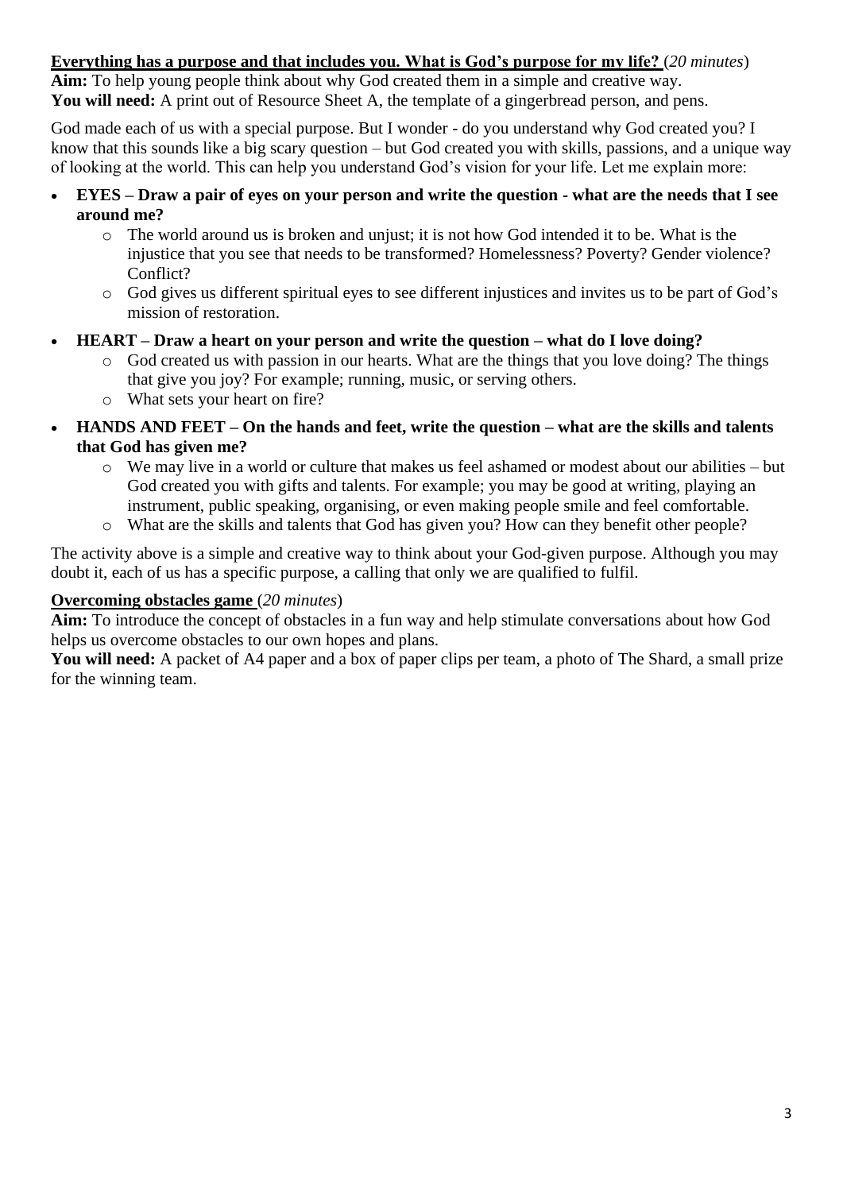**<u>Everything has a purpose and that includes you. What is God's purpose for my life?</u>** (*20 minutes*)
**Aim:** To help young people think about why God created them in a simple and creative way.
**You will need:** A print out of Resource Sheet A, the template of a gingerbread person, and pens.

God made each of us with a special purpose. But I wonder - do you understand why God created you? I know that this sounds like a big scary question – but God created you with skills, passions, and a unique way of looking at the world. This can help you understand God's vision for your life. Let me explain more:

- **EYES – Draw a pair of eyes on your person and write the question - what are the needs that I see around me?**
  - The world around us is broken and unjust; it is not how God intended it to be. What is the injustice that you see that needs to be transformed? Homelessness? Poverty? Gender violence? Conflict?
  - God gives us different spiritual eyes to see different injustices and invites us to be part of God's mission of restoration.
- **HEART – Draw a heart on your person and write the question – what do I love doing?**
  - God created us with passion in our hearts. What are the things that you love doing? The things that give you joy? For example; running, music, or serving others.
  - What sets your heart on fire?
- **HANDS AND FEET – On the hands and feet, write the question – what are the skills and talents that God has given me?**
  - We may live in a world or culture that makes us feel ashamed or modest about our abilities – but God created you with gifts and talents. For example; you may be good at writing, playing an instrument, public speaking, organising, or even making people smile and feel comfortable.
  - What are the skills and talents that God has given you? How can they benefit other people?

The activity above is a simple and creative way to think about your God-given purpose. Although you may doubt it, each of us has a specific purpose, a calling that only we are qualified to fulfil.

**<u>Overcoming obstacles game</u>** (*20 minutes*)
**Aim:** To introduce the concept of obstacles in a fun way and help stimulate conversations about how God helps us overcome obstacles to our own hopes and plans.
**You will need:** A packet of A4 paper and a box of paper clips per team, a photo of The Shard, a small prize for the winning team.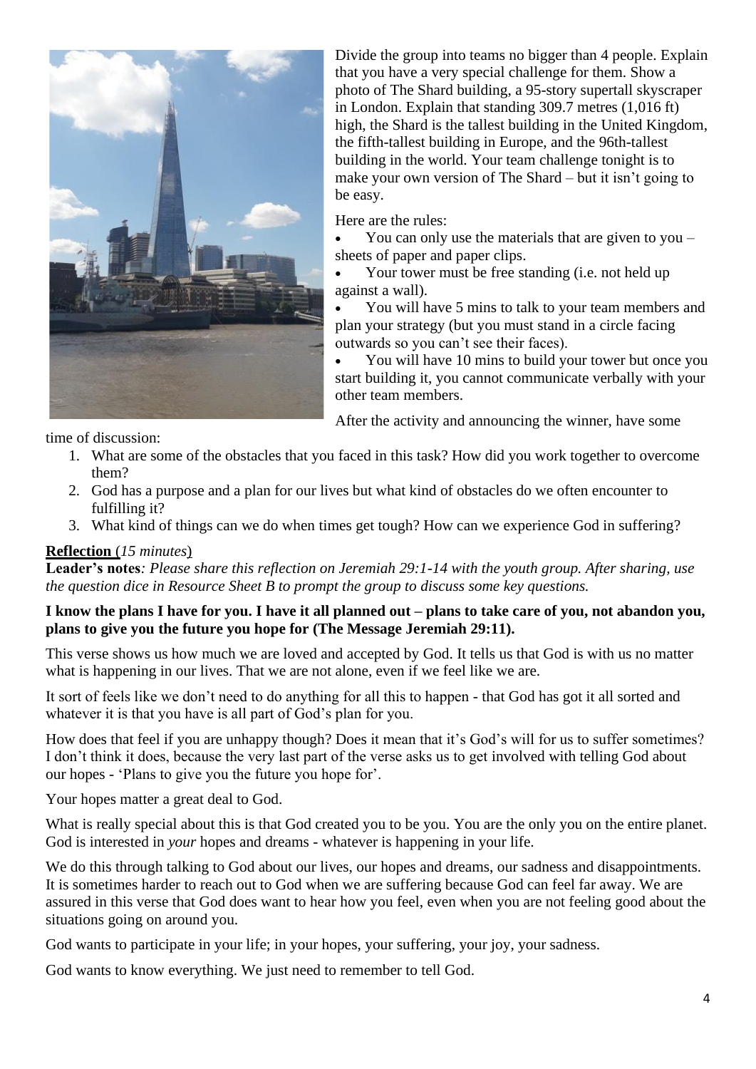Divide the group into teams no bigger than 4 people. Explain that you have a very special challenge for them. Show a photo of The Shard building, a 95-story supertall skyscraper in London. Explain that standing 309.7 metres (1,016 ft) high, the Shard is the tallest building in the United Kingdom, the fifth-tallest building in Europe, and the 96th-tallest building in the world. Your team challenge tonight is to make your own version of The Shard – but it isn't going to be easy.

Here are the rules:

- You can only use the materials that are given to you – sheets of paper and paper clips.
- Your tower must be free standing (i.e. not held up against a wall).
- You will have 5 mins to talk to your team members and plan your strategy (but you must stand in a circle facing outwards so you can't see their faces).
- You will have 10 mins to build your tower but once you start building it, you cannot communicate verbally with your other team members.

After the activity and announcing the winner, have some time of discussion:

1. What are some of the obstacles that you faced in this task? How did you work together to overcome them?
2. God has a purpose and a plan for our lives but what kind of obstacles do we often encounter to fulfilling it?
3. What kind of things can we do when times get tough? How can we experience God in suffering?

**Reflection** (*15 minutes*)

**Leader's notes***: Please share this reflection on Jeremiah 29:1-14 with the youth group. After sharing, use the question dice in Resource Sheet B to prompt the group to discuss some key questions.*

**I know the plans I have for you. I have it all planned out – plans to take care of you, not abandon you, plans to give you the future you hope for (The Message Jeremiah 29:11).**

This verse shows us how much we are loved and accepted by God. It tells us that God is with us no matter what is happening in our lives. That we are not alone, even if we feel like we are.

It sort of feels like we don't need to do anything for all this to happen - that God has got it all sorted and whatever it is that you have is all part of God's plan for you.

How does that feel if you are unhappy though? Does it mean that it's God's will for us to suffer sometimes? I don't think it does, because the very last part of the verse asks us to get involved with telling God about our hopes - 'Plans to give you the future you hope for'.

Your hopes matter a great deal to God.

What is really special about this is that God created you to be you. You are the only you on the entire planet. God is interested in *your* hopes and dreams - whatever is happening in your life.

We do this through talking to God about our lives, our hopes and dreams, our sadness and disappointments. It is sometimes harder to reach out to God when we are suffering because God can feel far away. We are assured in this verse that God does want to hear how you feel, even when you are not feeling good about the situations going on around you.

God wants to participate in your life; in your hopes, your suffering, your joy, your sadness.

God wants to know everything. We just need to remember to tell God.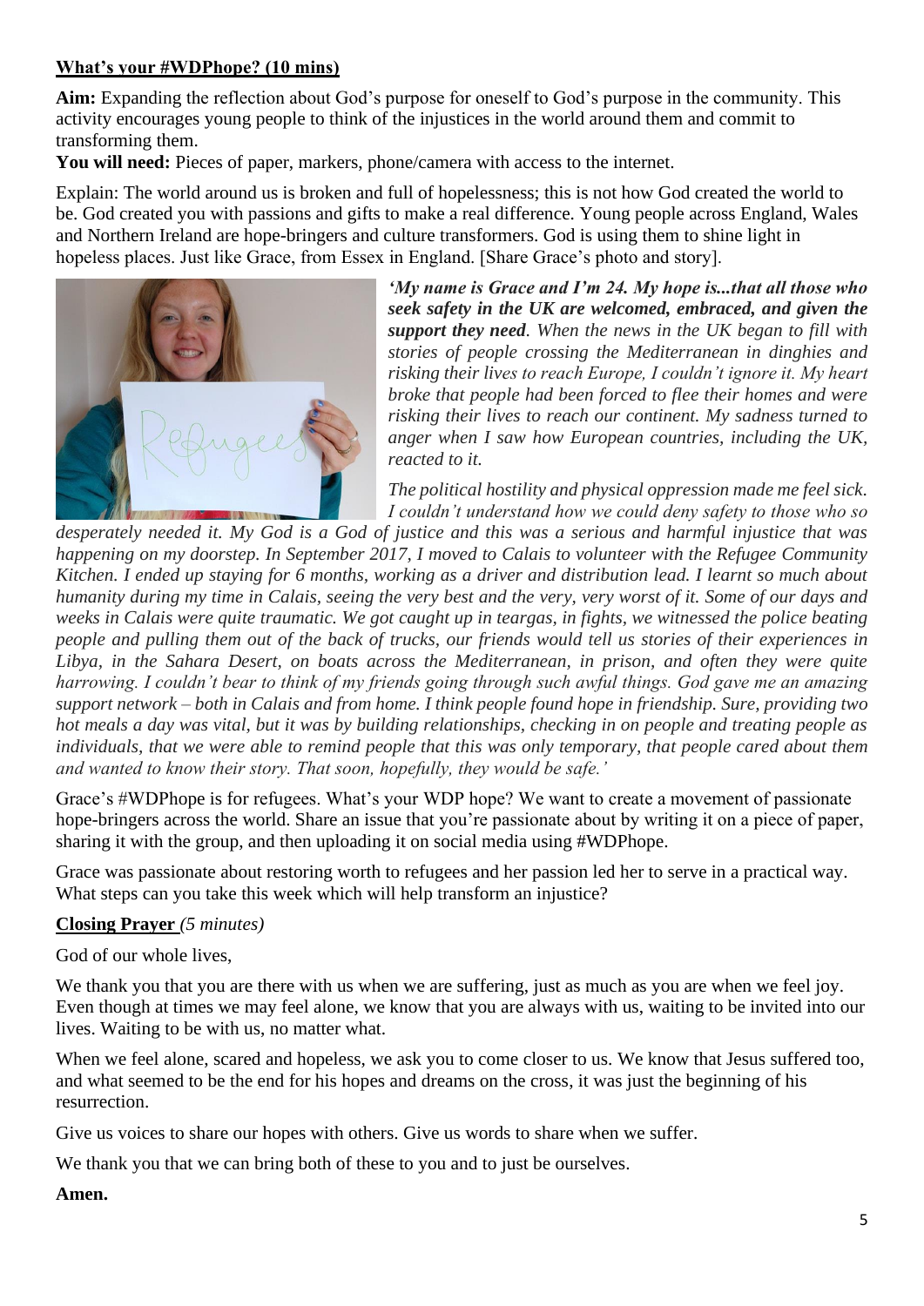## What's your #WDPhope? (10 mins)

**Aim:** Expanding the reflection about God's purpose for oneself to God's purpose in the community. This activity encourages young people to think of the injustices in the world around them and commit to transforming them.

**You will need:** Pieces of paper, markers, phone/camera with access to the internet.

Explain: The world around us is broken and full of hopelessness; this is not how God created the world to be. God created you with passions and gifts to make a real difference. Young people across England, Wales and Northern Ireland are hope-bringers and culture transformers. God is using them to shine light in hopeless places. Just like Grace, from Essex in England. [Share Grace's photo and story].

***'My name is Grace and I'm 24. My hope is...that all those who seek safety in the UK are welcomed, embraced, and given the support they need****. When the news in the UK began to fill with stories of people crossing the Mediterranean in dinghies and risking their lives to reach Europe, I couldn't ignore it. My heart broke that people had been forced to flee their homes and were risking their lives to reach our continent. My sadness turned to anger when I saw how European countries, including the UK, reacted to it.*

*The political hostility and physical oppression made me feel sick. I couldn't understand how we could deny safety to those who so desperately needed it. My God is a God of justice and this was a serious and harmful injustice that was happening on my doorstep. In September 2017, I moved to Calais to volunteer with the Refugee Community Kitchen. I ended up staying for 6 months, working as a driver and distribution lead. I learnt so much about humanity during my time in Calais, seeing the very best and the very, very worst of it. Some of our days and weeks in Calais were quite traumatic. We got caught up in teargas, in fights, we witnessed the police beating people and pulling them out of the back of trucks, our friends would tell us stories of their experiences in Libya, in the Sahara Desert, on boats across the Mediterranean, in prison, and often they were quite harrowing. I couldn't bear to think of my friends going through such awful things. God gave me an amazing support network – both in Calais and from home. I think people found hope in friendship. Sure, providing two hot meals a day was vital, but it was by building relationships, checking in on people and treating people as individuals, that we were able to remind people that this was only temporary, that people cared about them and wanted to know their story. That soon, hopefully, they would be safe.'*

Grace's #WDPhope is for refugees. What's your WDP hope? We want to create a movement of passionate hope-bringers across the world. Share an issue that you're passionate about by writing it on a piece of paper, sharing it with the group, and then uploading it on social media using #WDPhope.

Grace was passionate about restoring worth to refugees and her passion led her to serve in a practical way. What steps can you take this week which will help transform an injustice?

## Closing Prayer *(5 minutes)*

God of our whole lives,

We thank you that you are there with us when we are suffering, just as much as you are when we feel joy. Even though at times we may feel alone, we know that you are always with us, waiting to be invited into our lives. Waiting to be with us, no matter what.

When we feel alone, scared and hopeless, we ask you to come closer to us. We know that Jesus suffered too, and what seemed to be the end for his hopes and dreams on the cross, it was just the beginning of his resurrection.

Give us voices to share our hopes with others. Give us words to share when we suffer.

We thank you that we can bring both of these to you and to just be ourselves.

**Amen.**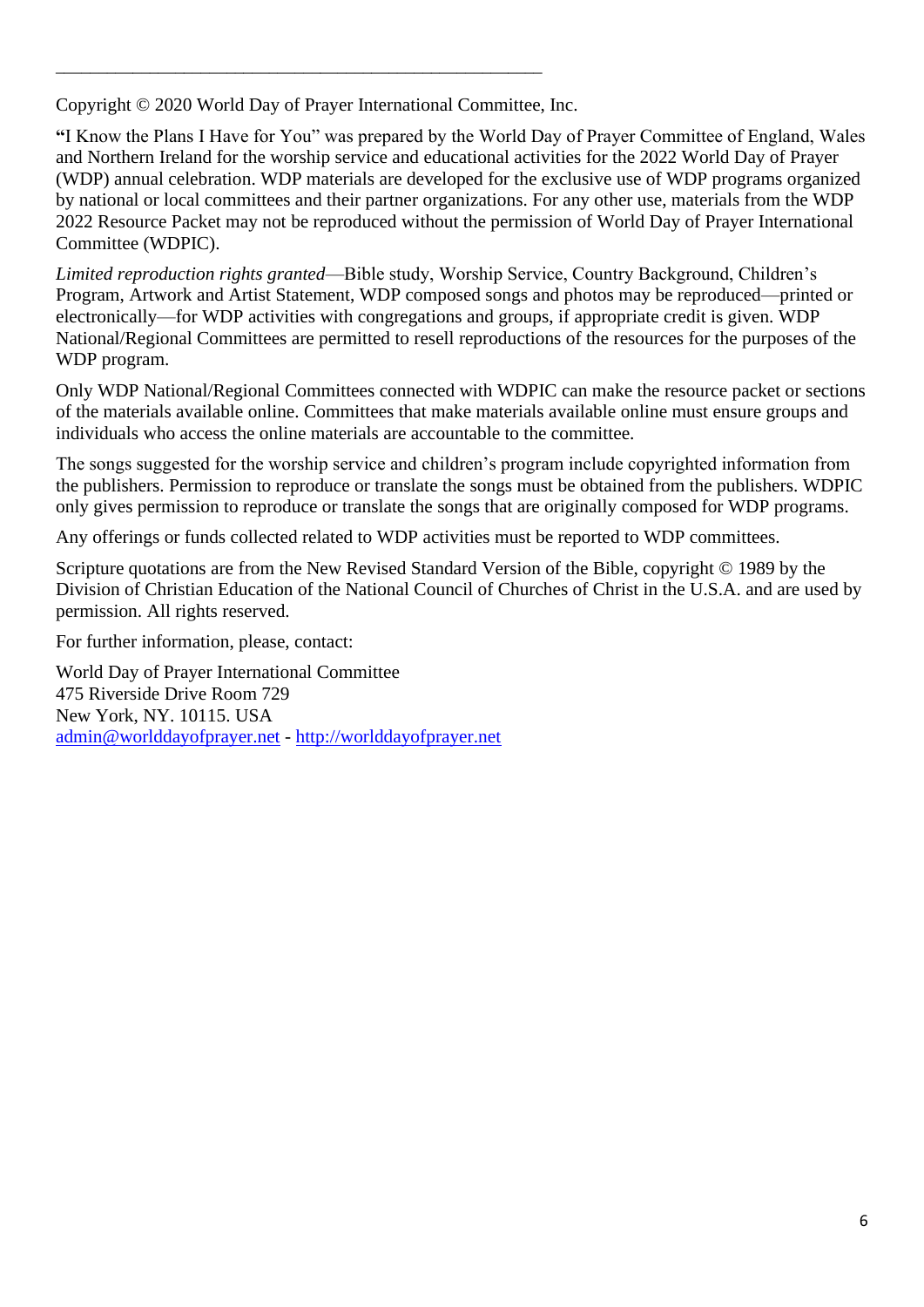---

Copyright © 2020 World Day of Prayer International Committee, Inc.

**"**I Know the Plans I Have for You" was prepared by the World Day of Prayer Committee of England, Wales and Northern Ireland for the worship service and educational activities for the 2022 World Day of Prayer (WDP) annual celebration. WDP materials are developed for the exclusive use of WDP programs organized by national or local committees and their partner organizations. For any other use, materials from the WDP 2022 Resource Packet may not be reproduced without the permission of World Day of Prayer International Committee (WDPIC).

*Limited reproduction rights granted*—Bible study, Worship Service, Country Background, Children's Program, Artwork and Artist Statement, WDP composed songs and photos may be reproduced—printed or electronically—for WDP activities with congregations and groups, if appropriate credit is given. WDP National/Regional Committees are permitted to resell reproductions of the resources for the purposes of the WDP program.

Only WDP National/Regional Committees connected with WDPIC can make the resource packet or sections of the materials available online. Committees that make materials available online must ensure groups and individuals who access the online materials are accountable to the committee.

The songs suggested for the worship service and children's program include copyrighted information from the publishers. Permission to reproduce or translate the songs must be obtained from the publishers. WDPIC only gives permission to reproduce or translate the songs that are originally composed for WDP programs.

Any offerings or funds collected related to WDP activities must be reported to WDP committees.

Scripture quotations are from the New Revised Standard Version of the Bible, copyright © 1989 by the Division of Christian Education of the National Council of Churches of Christ in the U.S.A. and are used by permission. All rights reserved.

For further information, please, contact:

World Day of Prayer International Committee
475 Riverside Drive Room 729
New York, NY. 10115. USA
admin@worlddayofprayer.net - http://worlddayofprayer.net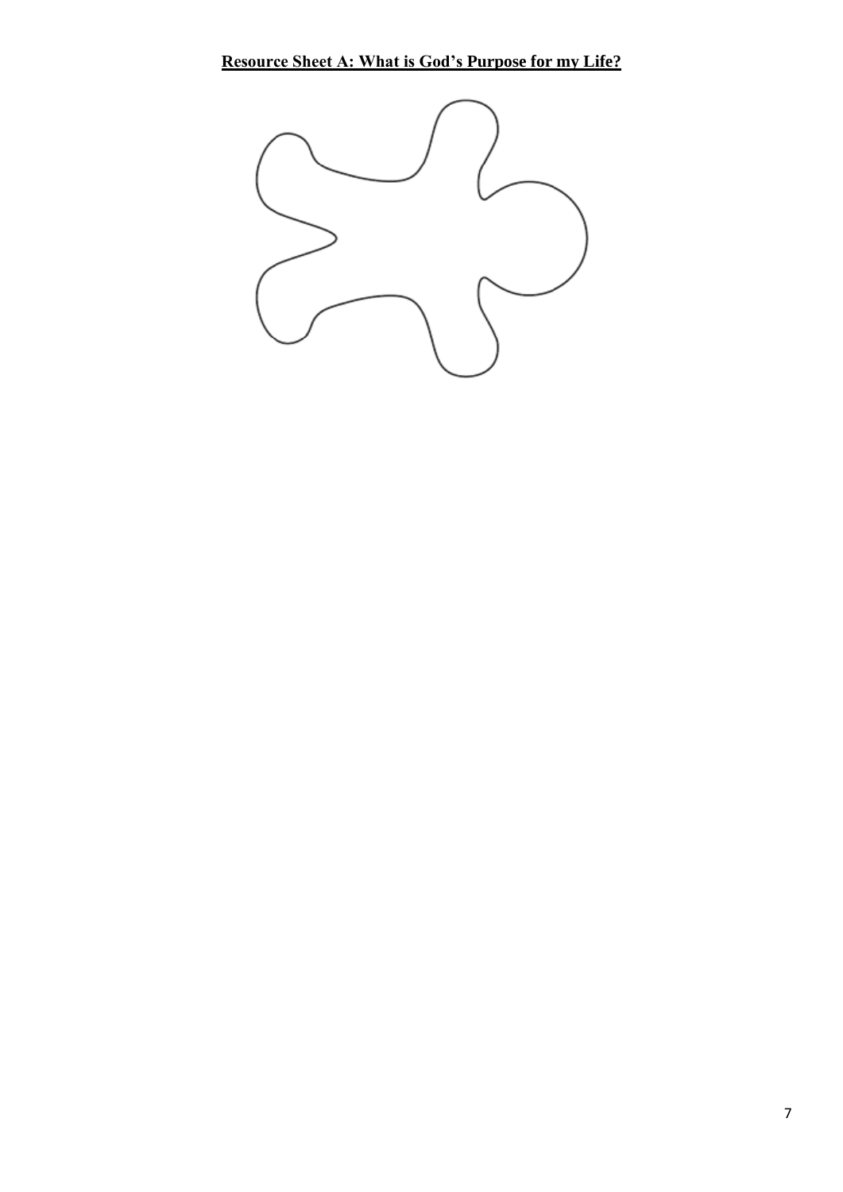**Resource Sheet A: What is God's Purpose for my Life?**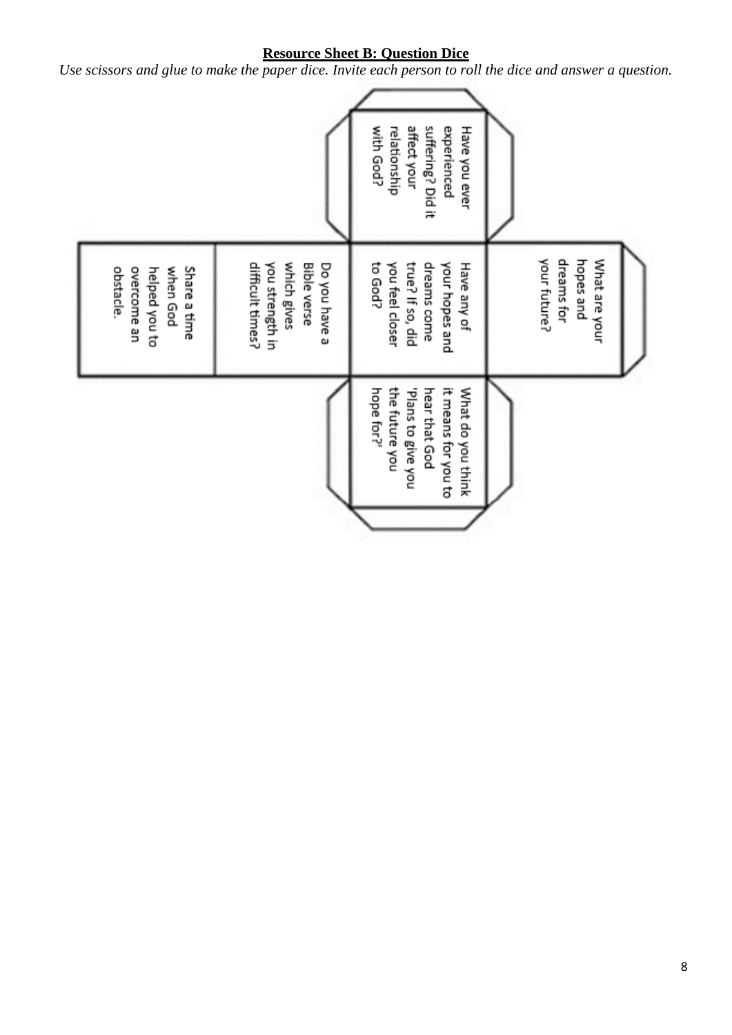**Resource Sheet B: Question Dice**

*Use scissors and glue to make the paper dice. Invite each person to roll the dice and answer a question.*

Have you ever experienced suffering? Did it affect your relationship with God?

What are your hopes and dreams for your future?

Have any of your hopes and dreams come true? If so, did you feel closer to God?

Do you have a Bible verse which gives you strength in difficult times?

Share a time when God helped you to overcome an obstacle.

What do you think it means for you to hear that God 'Plans to give you the future you hope for?'